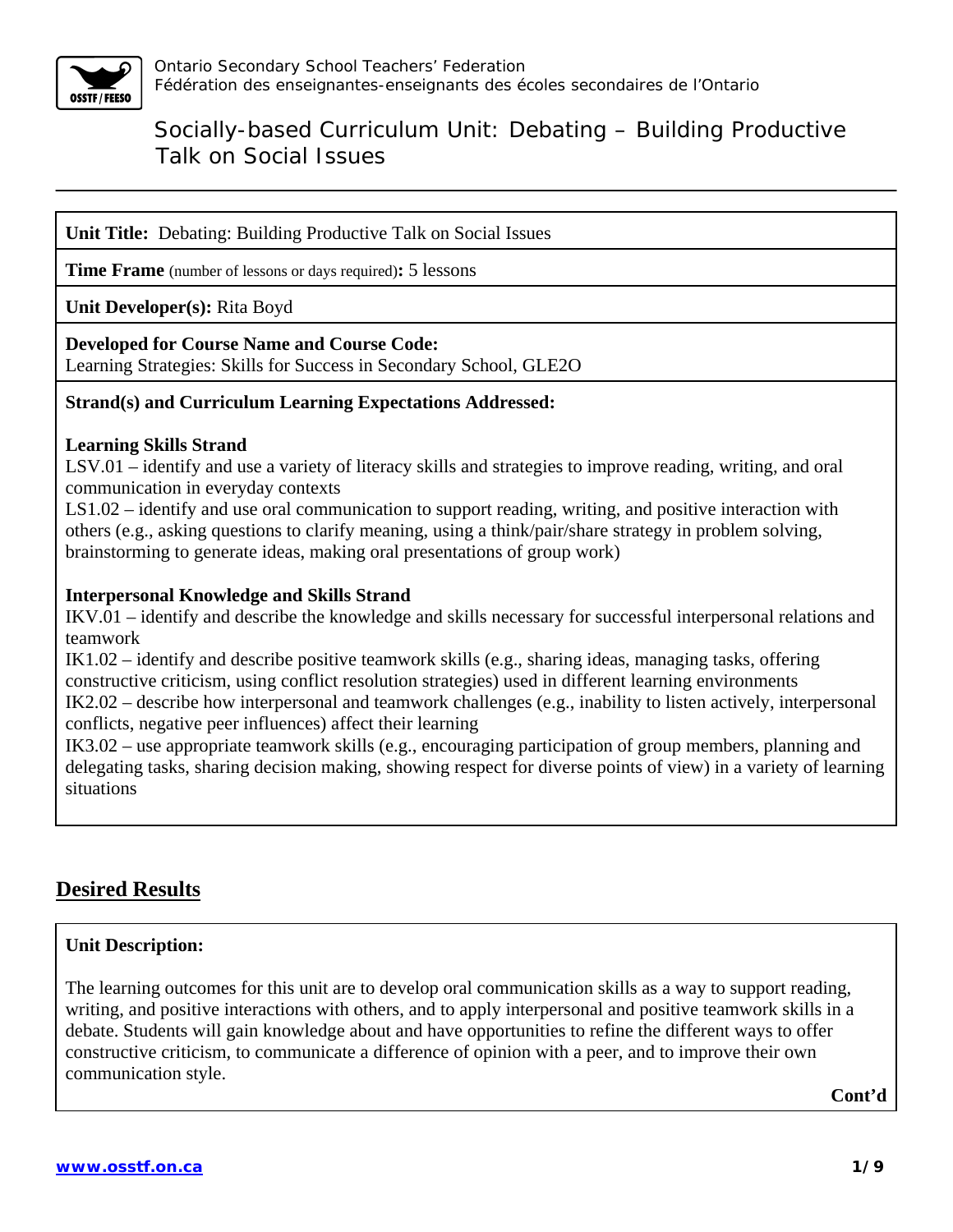Ontario Secondary School Teachers' Federation
Fédération des enseignantes-enseignants des écoles secondaires de l'Ontario

# Socially-based Curriculum Unit: Debating – Building Productive Talk on Social Issues

**Unit Title:** Debating: Building Productive Talk on Social Issues

**Time Frame** (number of lessons or days required)**:** 5 lessons

**Unit Developer(s):** Rita Boyd

**Developed for Course Name and Course Code:**
Learning Strategies: Skills for Success in Secondary School, GLE2O

**Strand(s) and Curriculum Learning Expectations Addressed:**

**Learning Skills Strand**
LSV.01 – identify and use a variety of literacy skills and strategies to improve reading, writing, and oral communication in everyday contexts
LS1.02 – identify and use oral communication to support reading, writing, and positive interaction with others (e.g., asking questions to clarify meaning, using a think/pair/share strategy in problem solving, brainstorming to generate ideas, making oral presentations of group work)

**Interpersonal Knowledge and Skills Strand**
IKV.01 – identify and describe the knowledge and skills necessary for successful interpersonal relations and teamwork
IK1.02 – identify and describe positive teamwork skills (e.g., sharing ideas, managing tasks, offering constructive criticism, using conflict resolution strategies) used in different learning environments
IK2.02 – describe how interpersonal and teamwork challenges (e.g., inability to listen actively, interpersonal conflicts, negative peer influences) affect their learning
IK3.02 – use appropriate teamwork skills (e.g., encouraging participation of group members, planning and delegating tasks, sharing decision making, showing respect for diverse points of view) in a variety of learning situations

## Desired Results

**Unit Description:**

The learning outcomes for this unit are to develop oral communication skills as a way to support reading, writing, and positive interactions with others, and to apply interpersonal and positive teamwork skills in a debate. Students will gain knowledge about and have opportunities to refine the different ways to offer constructive criticism, to communicate a difference of opinion with a peer, and to improve their own communication style.

**Cont'd**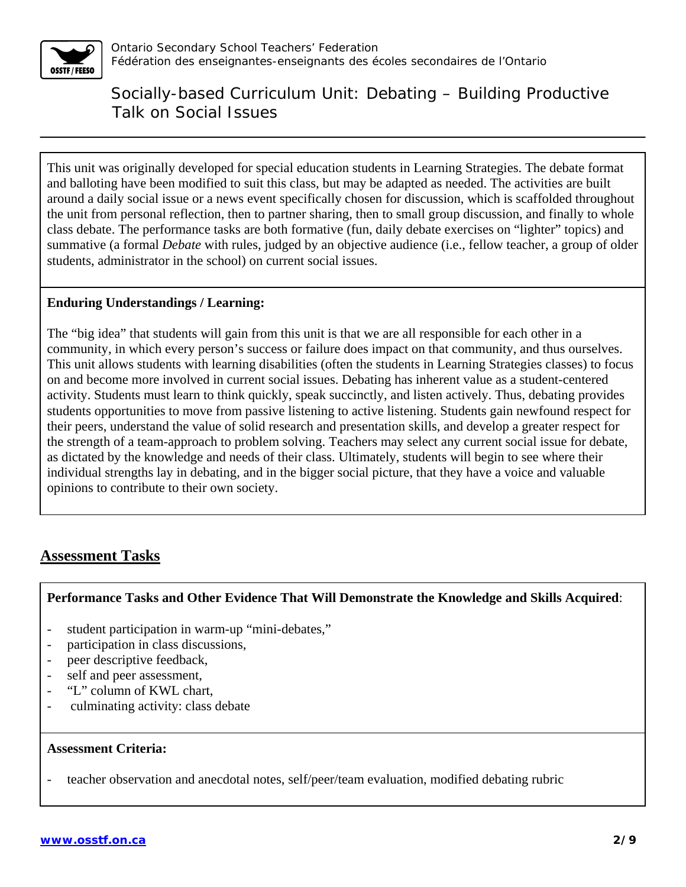This unit was originally developed for special education students in Learning Strategies. The debate format and balloting have been modified to suit this class, but may be adapted as needed. The activities are built around a daily social issue or a news event specifically chosen for discussion, which is scaffolded throughout the unit from personal reflection, then to partner sharing, then to small group discussion, and finally to whole class debate. The performance tasks are both formative (fun, daily debate exercises on "lighter" topics) and summative (a formal *Debate* with rules, judged by an objective audience (i.e., fellow teacher, a group of older students, administrator in the school) on current social issues.

**Enduring Understandings / Learning:**

The "big idea" that students will gain from this unit is that we are all responsible for each other in a community, in which every person's success or failure does impact on that community, and thus ourselves. This unit allows students with learning disabilities (often the students in Learning Strategies classes) to focus on and become more involved in current social issues. Debating has inherent value as a student-centered activity. Students must learn to think quickly, speak succinctly, and listen actively. Thus, debating provides students opportunities to move from passive listening to active listening. Students gain newfound respect for their peers, understand the value of solid research and presentation skills, and develop a greater respect for the strength of a team-approach to problem solving. Teachers may select any current social issue for debate, as dictated by the knowledge and needs of their class. Ultimately, students will begin to see where their individual strengths lay in debating, and in the bigger social picture, that they have a voice and valuable opinions to contribute to their own society.

## Assessment Tasks

**Performance Tasks and Other Evidence That Will Demonstrate the Knowledge and Skills Acquired**:

- student participation in warm-up "mini-debates,"
- participation in class discussions,
- peer descriptive feedback,
- self and peer assessment,
- "L" column of KWL chart,
- culminating activity: class debate

**Assessment Criteria:**

- teacher observation and anecdotal notes, self/peer/team evaluation, modified debating rubric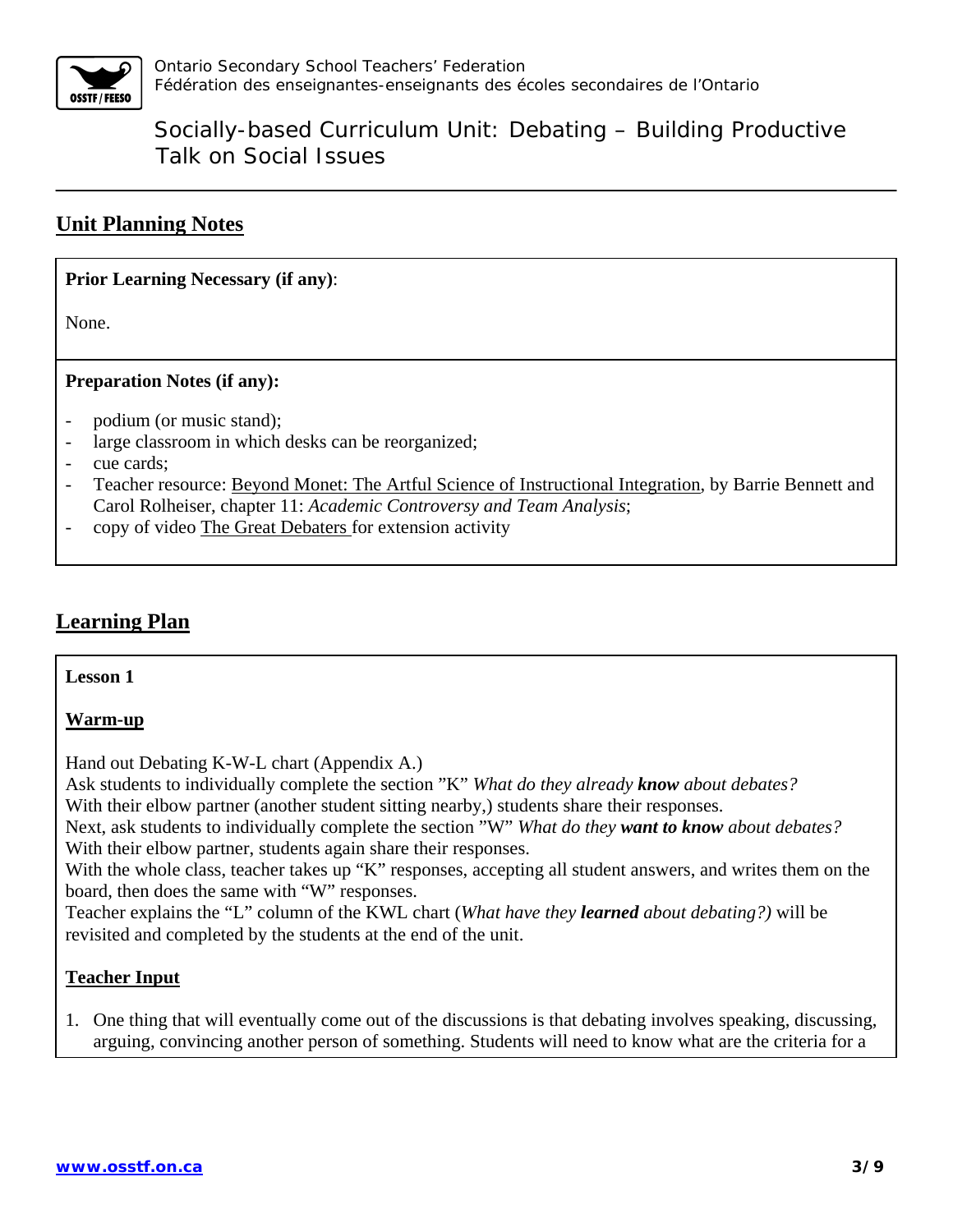## Unit Planning Notes

**Prior Learning Necessary (if any)**:

None.

**Preparation Notes (if any):**

- podium (or music stand);
- large classroom in which desks can be reorganized;
- cue cards;
- Teacher resource: Beyond Monet: The Artful Science of Instructional Integration, by Barrie Bennett and Carol Rolheiser, chapter 11: *Academic Controversy and Team Analysis*;
- copy of video The Great Debaters for extension activity

## Learning Plan

**Lesson 1**

**Warm-up**

Hand out Debating K-W-L chart (Appendix A.)
Ask students to individually complete the section "K" *What do they already **know** about debates?*
With their elbow partner (another student sitting nearby,) students share their responses.
Next, ask students to individually complete the section "W" *What do they **want to know** about debates?*
With their elbow partner, students again share their responses.
With the whole class, teacher takes up "K" responses, accepting all student answers, and writes them on the board, then does the same with "W" responses.
Teacher explains the "L" column of the KWL chart (*What have they **learned** about debating?)* will be revisited and completed by the students at the end of the unit.

**Teacher Input**

1. One thing that will eventually come out of the discussions is that debating involves speaking, discussing, arguing, convincing another person of something. Students will need to know what are the criteria for a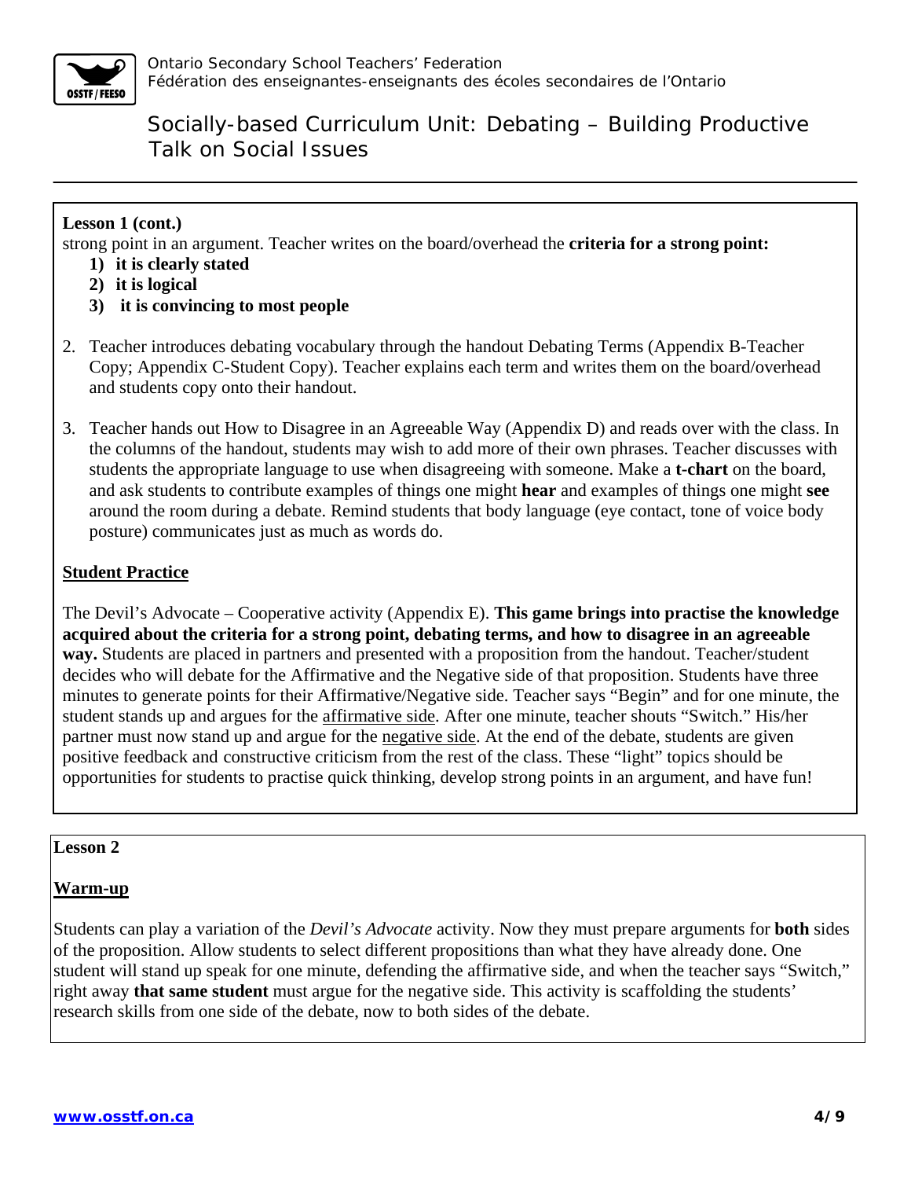**Lesson 1 (cont.)**

strong point in an argument. Teacher writes on the board/overhead the **criteria for a strong point:**

1) **it is clearly stated**
2) **it is logical**
3) **it is convincing to most people**

2. Teacher introduces debating vocabulary through the handout Debating Terms (Appendix B-Teacher Copy; Appendix C-Student Copy). Teacher explains each term and writes them on the board/overhead and students copy onto their handout.

3. Teacher hands out How to Disagree in an Agreeable Way (Appendix D) and reads over with the class. In the columns of the handout, students may wish to add more of their own phrases. Teacher discusses with students the appropriate language to use when disagreeing with someone. Make a **t-chart** on the board, and ask students to contribute examples of things one might **hear** and examples of things one might **see** around the room during a debate. Remind students that body language (eye contact, tone of voice body posture) communicates just as much as words do.

**Student Practice**

The Devil's Advocate – Cooperative activity (Appendix E). **This game brings into practise the knowledge acquired about the criteria for a strong point, debating terms, and how to disagree in an agreeable way.** Students are placed in partners and presented with a proposition from the handout. Teacher/student decides who will debate for the Affirmative and the Negative side of that proposition. Students have three minutes to generate points for their Affirmative/Negative side. Teacher says "Begin" and for one minute, the student stands up and argues for the affirmative side. After one minute, teacher shouts "Switch." His/her partner must now stand up and argue for the negative side. At the end of the debate, students are given positive feedback and constructive criticism from the rest of the class. These "light" topics should be opportunities for students to practise quick thinking, develop strong points in an argument, and have fun!

**Lesson 2**

**Warm-up**

Students can play a variation of the *Devil's Advocate* activity. Now they must prepare arguments for **both** sides of the proposition. Allow students to select different propositions than what they have already done. One student will stand up speak for one minute, defending the affirmative side, and when the teacher says "Switch," right away **that same student** must argue for the negative side. This activity is scaffolding the students' research skills from one side of the debate, now to both sides of the debate.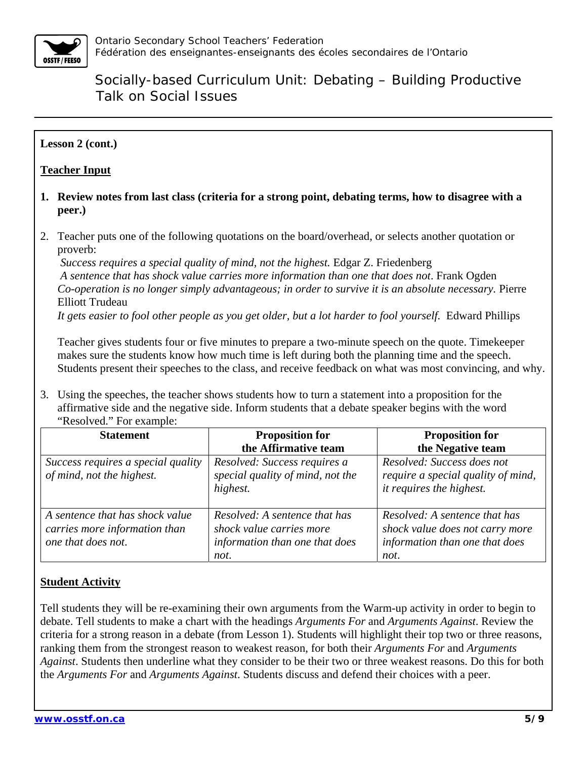**Lesson 2 (cont.)**

**Teacher Input**

1. **Review notes from last class (criteria for a strong point, debating terms, how to disagree with a peer.)**

2. Teacher puts one of the following quotations on the board/overhead, or selects another quotation or proverb:
   *Success requires a special quality of mind, not the highest.* Edgar Z. Friedenberg
   *A sentence that has shock value carries more information than one that does not*. Frank Ogden
   *Co-operation is no longer simply advantageous; in order to survive it is an absolute necessary.* Pierre Elliott Trudeau
   *It gets easier to fool other people as you get older, but a lot harder to fool yourself.* Edward Phillips

   Teacher gives students four or five minutes to prepare a two-minute speech on the quote. Timekeeper makes sure the students know how much time is left during both the planning time and the speech. Students present their speeches to the class, and receive feedback on what was most convincing, and why.

3. Using the speeches, the teacher shows students how to turn a statement into a proposition for the affirmative side and the negative side. Inform students that a debate speaker begins with the word "Resolved." For example:

| Statement | Proposition for the Affirmative team | Proposition for the Negative team |
|---|---|---|
| *Success requires a special quality of mind, not the highest.* | *Resolved: Success requires a special quality of mind, not the highest.* | *Resolved: Success does not require a special quality of mind, it requires the highest.* |
| *A sentence that has shock value carries more information than one that does not.* | *Resolved: A sentence that has shock value carries more information than one that does not.* | *Resolved: A sentence that has shock value does not carry more information than one that does not.* |

**Student Activity**

Tell students they will be re-examining their own arguments from the Warm-up activity in order to begin to debate. Tell students to make a chart with the headings *Arguments For* and *Arguments Against*. Review the criteria for a strong reason in a debate (from Lesson 1). Students will highlight their top two or three reasons, ranking them from the strongest reason to weakest reason, for both their *Arguments For* and *Arguments Against*. Students then underline what they consider to be their two or three weakest reasons. Do this for both the *Arguments For* and *Arguments Against*. Students discuss and defend their choices with a peer.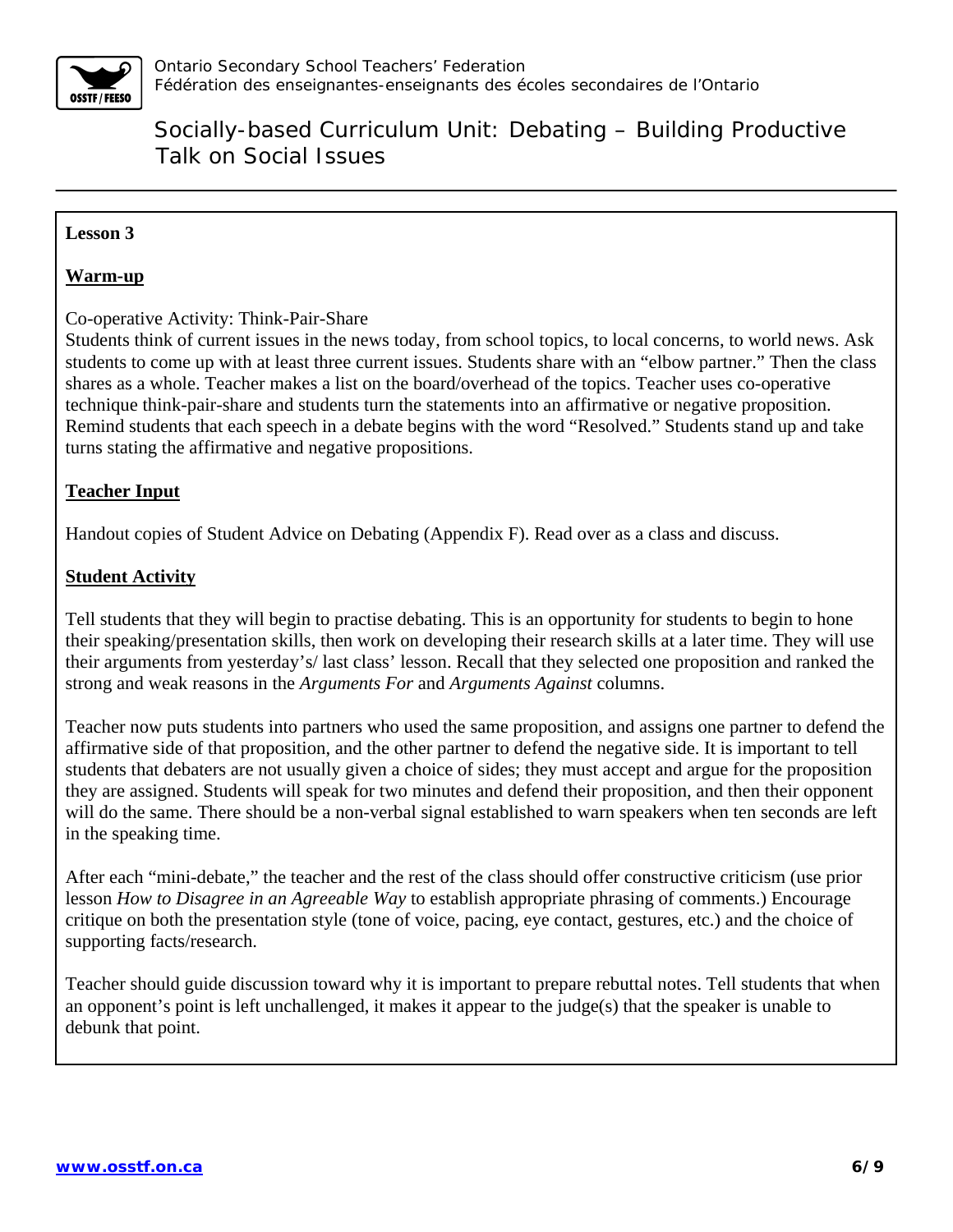**Lesson 3**

**Warm-up**

Co-operative Activity: Think-Pair-Share

Students think of current issues in the news today, from school topics, to local concerns, to world news. Ask students to come up with at least three current issues. Students share with an "elbow partner." Then the class shares as a whole. Teacher makes a list on the board/overhead of the topics. Teacher uses co-operative technique think-pair-share and students turn the statements into an affirmative or negative proposition. Remind students that each speech in a debate begins with the word "Resolved." Students stand up and take turns stating the affirmative and negative propositions.

**Teacher Input**

Handout copies of Student Advice on Debating (Appendix F). Read over as a class and discuss.

**Student Activity**

Tell students that they will begin to practise debating. This is an opportunity for students to begin to hone their speaking/presentation skills, then work on developing their research skills at a later time. They will use their arguments from yesterday's/ last class' lesson. Recall that they selected one proposition and ranked the strong and weak reasons in the *Arguments For* and *Arguments Against* columns.

Teacher now puts students into partners who used the same proposition, and assigns one partner to defend the affirmative side of that proposition, and the other partner to defend the negative side. It is important to tell students that debaters are not usually given a choice of sides; they must accept and argue for the proposition they are assigned. Students will speak for two minutes and defend their proposition, and then their opponent will do the same. There should be a non-verbal signal established to warn speakers when ten seconds are left in the speaking time.

After each "mini-debate," the teacher and the rest of the class should offer constructive criticism (use prior lesson *How to Disagree in an Agreeable Way* to establish appropriate phrasing of comments.) Encourage critique on both the presentation style (tone of voice, pacing, eye contact, gestures, etc.) and the choice of supporting facts/research.

Teacher should guide discussion toward why it is important to prepare rebuttal notes. Tell students that when an opponent's point is left unchallenged, it makes it appear to the judge(s) that the speaker is unable to debunk that point.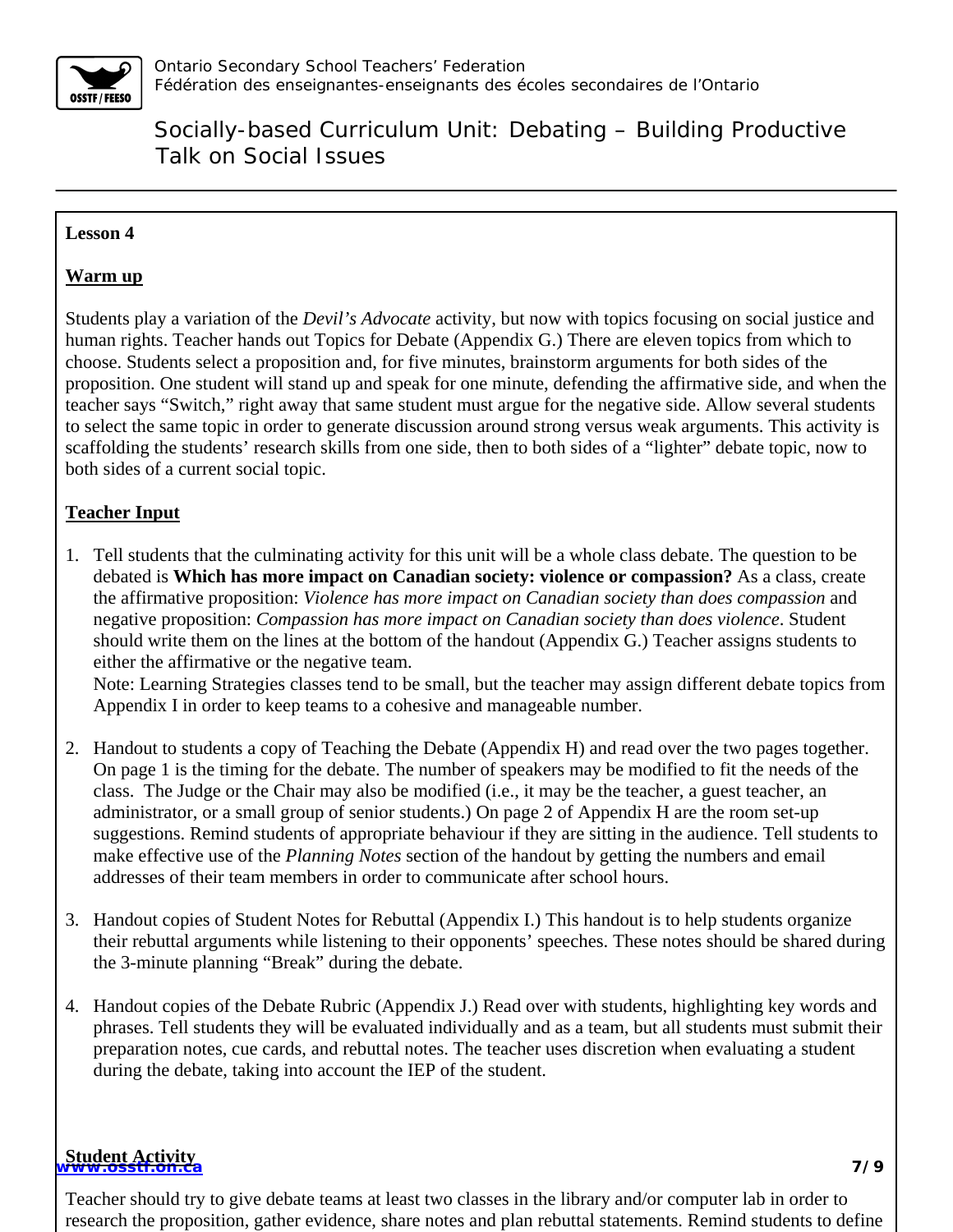**Lesson 4**

**Warm up**

Students play a variation of the *Devil's Advocate* activity, but now with topics focusing on social justice and human rights. Teacher hands out Topics for Debate (Appendix G.) There are eleven topics from which to choose. Students select a proposition and, for five minutes, brainstorm arguments for both sides of the proposition. One student will stand up and speak for one minute, defending the affirmative side, and when the teacher says "Switch," right away that same student must argue for the negative side. Allow several students to select the same topic in order to generate discussion around strong versus weak arguments. This activity is scaffolding the students' research skills from one side, then to both sides of a "lighter" debate topic, now to both sides of a current social topic.

**Teacher Input**

1. Tell students that the culminating activity for this unit will be a whole class debate. The question to be debated is **Which has more impact on Canadian society: violence or compassion?** As a class, create the affirmative proposition: *Violence has more impact on Canadian society than does compassion* and negative proposition: *Compassion has more impact on Canadian society than does violence*. Student should write them on the lines at the bottom of the handout (Appendix G.) Teacher assigns students to either the affirmative or the negative team.
   Note: Learning Strategies classes tend to be small, but the teacher may assign different debate topics from Appendix I in order to keep teams to a cohesive and manageable number.

2. Handout to students a copy of Teaching the Debate (Appendix H) and read over the two pages together. On page 1 is the timing for the debate. The number of speakers may be modified to fit the needs of the class. The Judge or the Chair may also be modified (i.e., it may be the teacher, a guest teacher, an administrator, or a small group of senior students.) On page 2 of Appendix H are the room set-up suggestions. Remind students of appropriate behaviour if they are sitting in the audience. Tell students to make effective use of the *Planning Notes* section of the handout by getting the numbers and email addresses of their team members in order to communicate after school hours.

3. Handout copies of Student Notes for Rebuttal (Appendix I.) This handout is to help students organize their rebuttal arguments while listening to their opponents' speeches. These notes should be shared during the 3-minute planning "Break" during the debate.

4. Handout copies of the Debate Rubric (Appendix J.) Read over with students, highlighting key words and phrases. Tell students they will be evaluated individually and as a team, but all students must submit their preparation notes, cue cards, and rebuttal notes. The teacher uses discretion when evaluating a student during the debate, taking into account the IEP of the student.

**Student Activity**

Teacher should try to give debate teams at least two classes in the library and/or computer lab in order to research the proposition, gather evidence, share notes and plan rebuttal statements. Remind students to define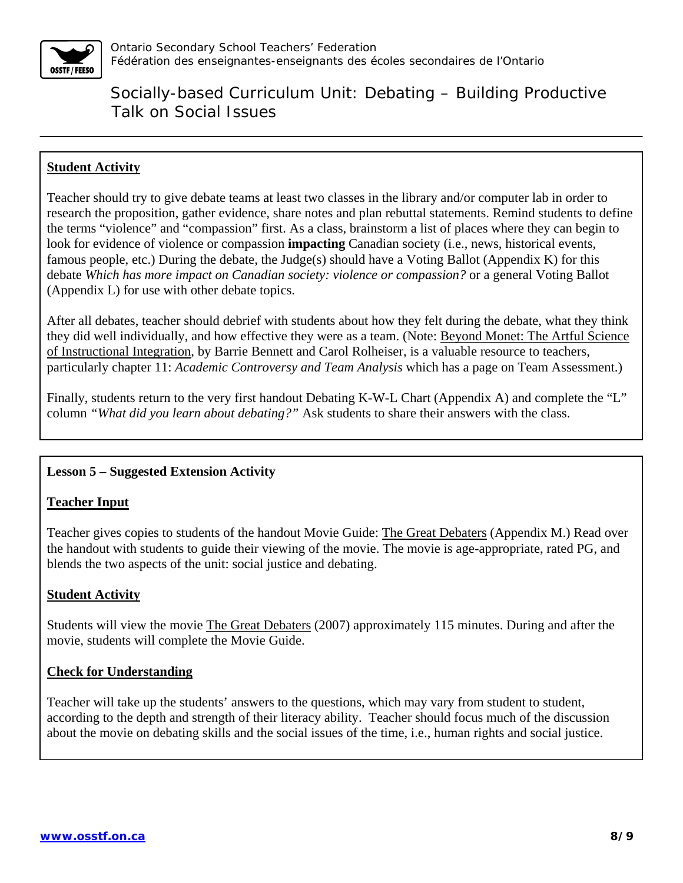**Student Activity**

Teacher should try to give debate teams at least two classes in the library and/or computer lab in order to research the proposition, gather evidence, share notes and plan rebuttal statements. Remind students to define the terms "violence" and "compassion" first. As a class, brainstorm a list of places where they can begin to look for evidence of violence or compassion **impacting** Canadian society (i.e., news, historical events, famous people, etc.) During the debate, the Judge(s) should have a Voting Ballot (Appendix K) for this debate *Which has more impact on Canadian society: violence or compassion?* or a general Voting Ballot (Appendix L) for use with other debate topics.

After all debates, teacher should debrief with students about how they felt during the debate, what they think they did well individually, and how effective they were as a team. (Note: Beyond Monet: The Artful Science of Instructional Integration, by Barrie Bennett and Carol Rolheiser, is a valuable resource to teachers, particularly chapter 11: *Academic Controversy and Team Analysis* which has a page on Team Assessment.)

Finally, students return to the very first handout Debating K-W-L Chart (Appendix A) and complete the "L" column *"What did you learn about debating?"* Ask students to share their answers with the class.

**Lesson 5 – Suggested Extension Activity**

**Teacher Input**

Teacher gives copies to students of the handout Movie Guide: The Great Debaters (Appendix M.) Read over the handout with students to guide their viewing of the movie. The movie is age-appropriate, rated PG, and blends the two aspects of the unit: social justice and debating.

**Student Activity**

Students will view the movie The Great Debaters (2007) approximately 115 minutes. During and after the movie, students will complete the Movie Guide.

**Check for Understanding**

Teacher will take up the students' answers to the questions, which may vary from student to student, according to the depth and strength of their literacy ability. Teacher should focus much of the discussion about the movie on debating skills and the social issues of the time, i.e., human rights and social justice.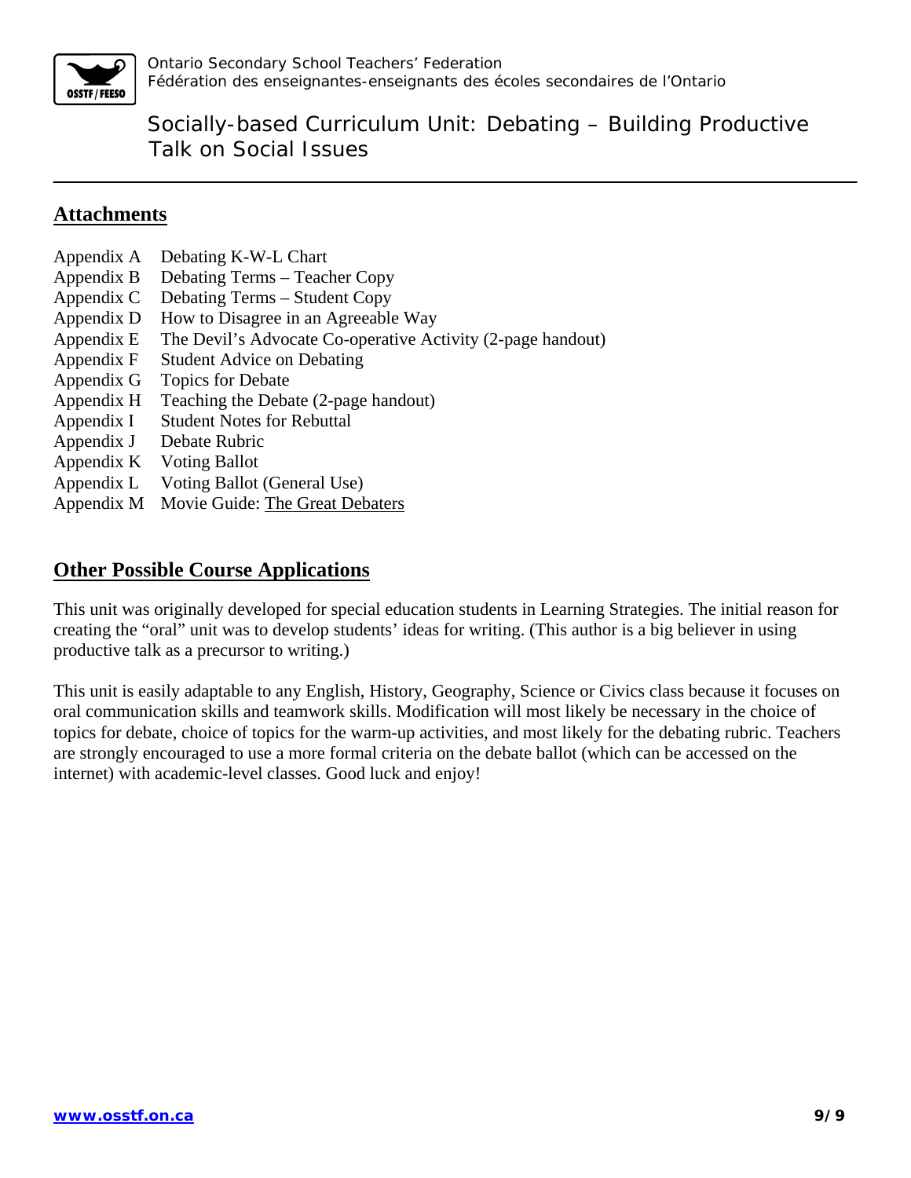## Attachments

| | |
|---|---|
| Appendix A | Debating K-W-L Chart |
| Appendix B | Debating Terms – Teacher Copy |
| Appendix C | Debating Terms – Student Copy |
| Appendix D | How to Disagree in an Agreeable Way |
| Appendix E | The Devil's Advocate Co-operative Activity (2-page handout) |
| Appendix F | Student Advice on Debating |
| Appendix G | Topics for Debate |
| Appendix H | Teaching the Debate (2-page handout) |
| Appendix I | Student Notes for Rebuttal |
| Appendix J | Debate Rubric |
| Appendix K | Voting Ballot |
| Appendix L | Voting Ballot (General Use) |
| Appendix M | Movie Guide: The Great Debaters |

## Other Possible Course Applications

This unit was originally developed for special education students in Learning Strategies. The initial reason for creating the "oral" unit was to develop students' ideas for writing. (This author is a big believer in using productive talk as a precursor to writing.)

This unit is easily adaptable to any English, History, Geography, Science or Civics class because it focuses on oral communication skills and teamwork skills. Modification will most likely be necessary in the choice of topics for debate, choice of topics for the warm-up activities, and most likely for the debating rubric. Teachers are strongly encouraged to use a more formal criteria on the debate ballot (which can be accessed on the internet) with academic-level classes. Good luck and enjoy!